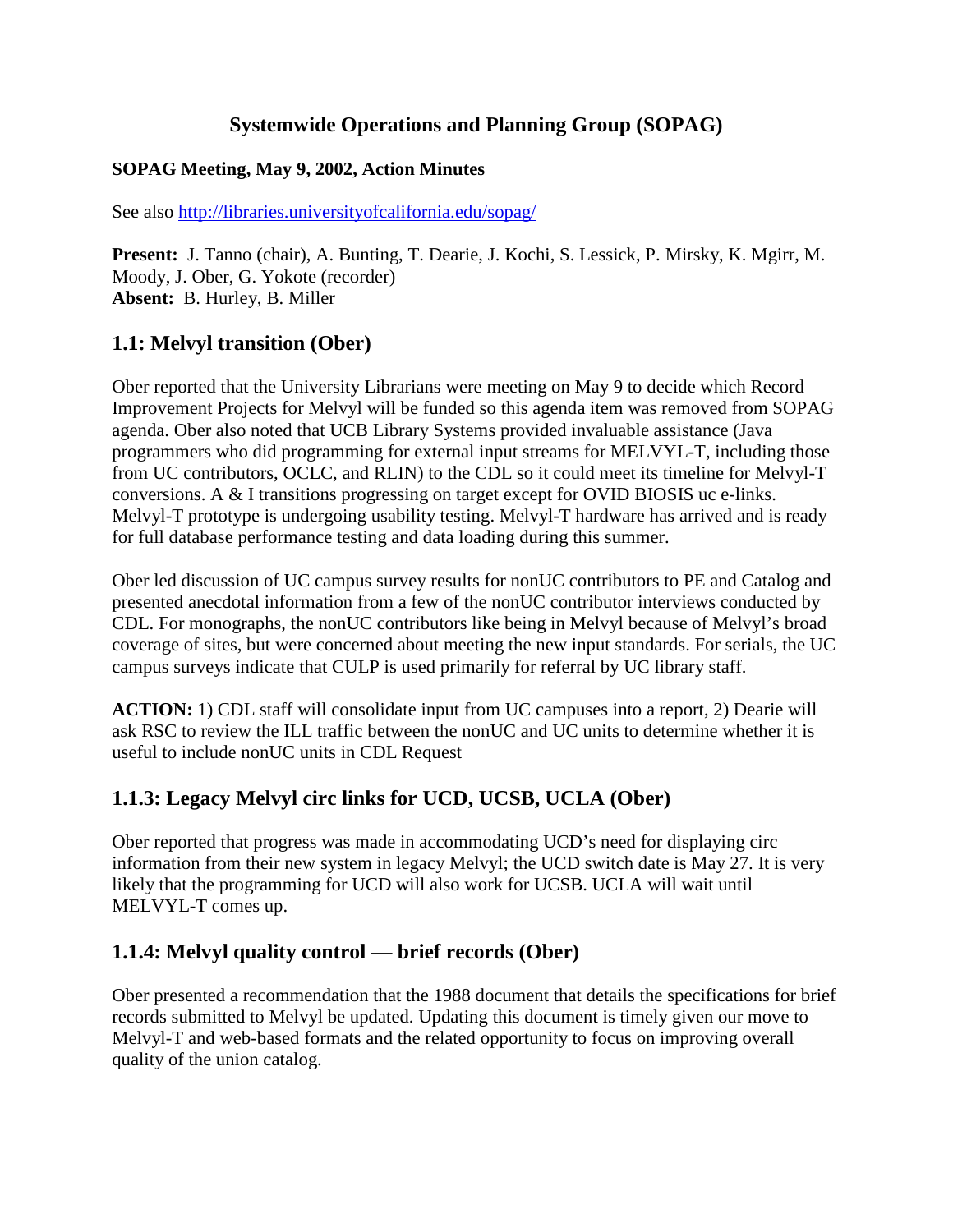# Systemwide Operations and Planning Group (SOPAG)

**SOPAG Meeting, May 9, 2002, Action Minutes**

See also http://libraries.universityofcalifornia.edu/sopag/

**Present:** J. Tanno (chair), A. Bunting, T. Dearie, J. Kochi, S. Lessick, P. Mirsky, K. Mgirr, M. Moody, J. Ober, G. Yokote (recorder)
**Absent:** B. Hurley, B. Miller

## 1.1: Melvyl transition (Ober)

Ober reported that the University Librarians were meeting on May 9 to decide which Record Improvement Projects for Melvyl will be funded so this agenda item was removed from SOPAG agenda. Ober also noted that UCB Library Systems provided invaluable assistance (Java programmers who did programming for external input streams for MELVYL-T, including those from UC contributors, OCLC, and RLIN) to the CDL so it could meet its timeline for Melvyl-T conversions. A & I transitions progressing on target except for OVID BIOSIS uc e-links. Melvyl-T prototype is undergoing usability testing. Melvyl-T hardware has arrived and is ready for full database performance testing and data loading during this summer.

Ober led discussion of UC campus survey results for nonUC contributors to PE and Catalog and presented anecdotal information from a few of the nonUC contributor interviews conducted by CDL. For monographs, the nonUC contributors like being in Melvyl because of Melvyl's broad coverage of sites, but were concerned about meeting the new input standards. For serials, the UC campus surveys indicate that CULP is used primarily for referral by UC library staff.

**ACTION:** 1) CDL staff will consolidate input from UC campuses into a report, 2) Dearie will ask RSC to review the ILL traffic between the nonUC and UC units to determine whether it is useful to include nonUC units in CDL Request

## 1.1.3: Legacy Melvyl circ links for UCD, UCSB, UCLA (Ober)

Ober reported that progress was made in accommodating UCD's need for displaying circ information from their new system in legacy Melvyl; the UCD switch date is May 27. It is very likely that the programming for UCD will also work for UCSB. UCLA will wait until MELVYL-T comes up.

## 1.1.4: Melvyl quality control — brief records (Ober)

Ober presented a recommendation that the 1988 document that details the specifications for brief records submitted to Melvyl be updated. Updating this document is timely given our move to Melvyl-T and web-based formats and the related opportunity to focus on improving overall quality of the union catalog.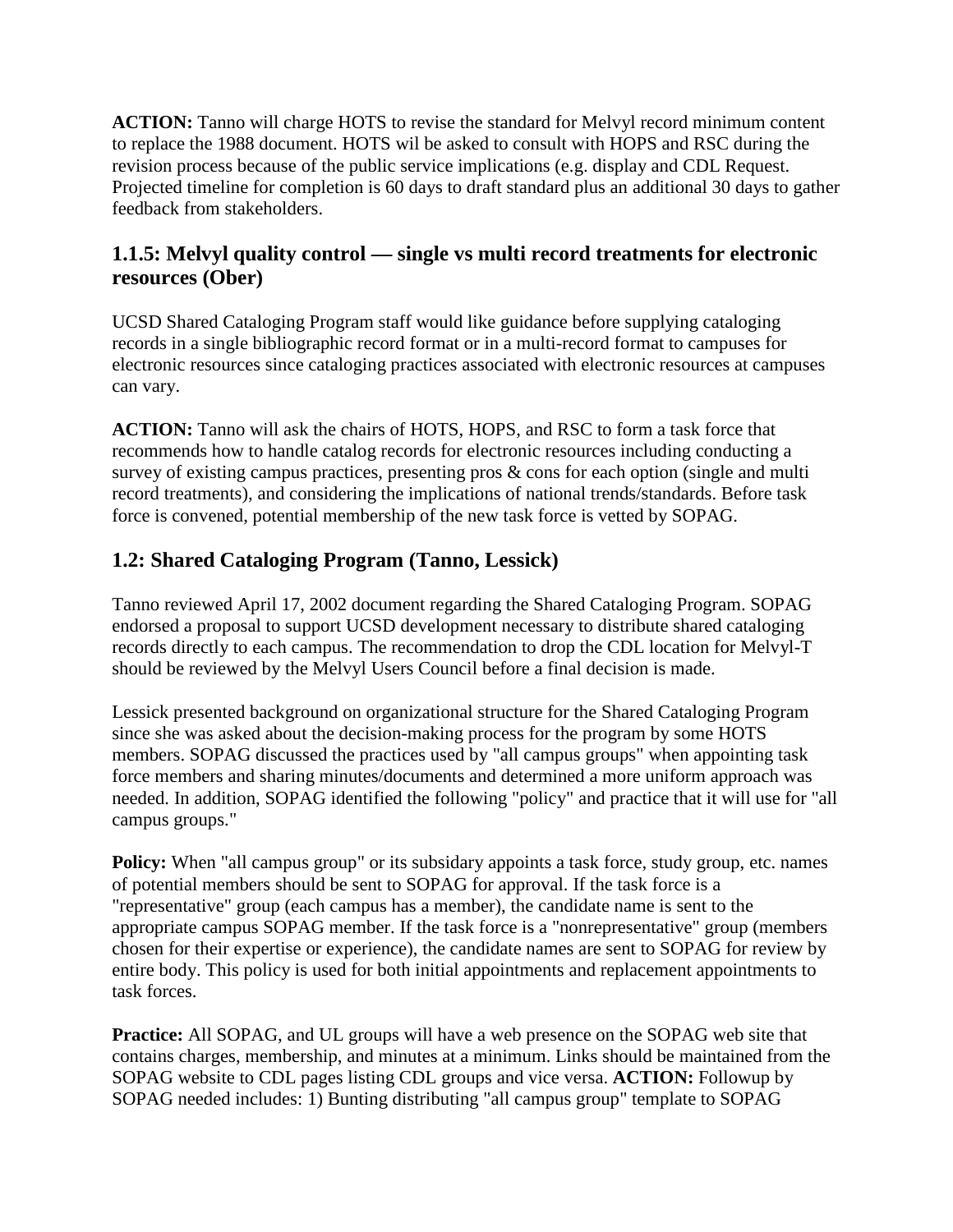**ACTION:** Tanno will charge HOTS to revise the standard for Melvyl record minimum content to replace the 1988 document. HOTS wil be asked to consult with HOPS and RSC during the revision process because of the public service implications (e.g. display and CDL Request. Projected timeline for completion is 60 days to draft standard plus an additional 30 days to gather feedback from stakeholders.

### 1.1.5: Melvyl quality control — single vs multi record treatments for electronic resources (Ober)

UCSD Shared Cataloging Program staff would like guidance before supplying cataloging records in a single bibliographic record format or in a multi-record format to campuses for electronic resources since cataloging practices associated with electronic resources at campuses can vary.

**ACTION:** Tanno will ask the chairs of HOTS, HOPS, and RSC to form a task force that recommends how to handle catalog records for electronic resources including conducting a survey of existing campus practices, presenting pros & cons for each option (single and multi record treatments), and considering the implications of national trends/standards. Before task force is convened, potential membership of the new task force is vetted by SOPAG.

### 1.2: Shared Cataloging Program (Tanno, Lessick)

Tanno reviewed April 17, 2002 document regarding the Shared Cataloging Program. SOPAG endorsed a proposal to support UCSD development necessary to distribute shared cataloging records directly to each campus. The recommendation to drop the CDL location for Melvyl-T should be reviewed by the Melvyl Users Council before a final decision is made.

Lessick presented background on organizational structure for the Shared Cataloging Program since she was asked about the decision-making process for the program by some HOTS members. SOPAG discussed the practices used by "all campus groups" when appointing task force members and sharing minutes/documents and determined a more uniform approach was needed. In addition, SOPAG identified the following "policy" and practice that it will use for "all campus groups."

**Policy:** When "all campus group" or its subsidary appoints a task force, study group, etc. names of potential members should be sent to SOPAG for approval. If the task force is a "representative" group (each campus has a member), the candidate name is sent to the appropriate campus SOPAG member. If the task force is a "nonrepresentative" group (members chosen for their expertise or experience), the candidate names are sent to SOPAG for review by entire body. This policy is used for both initial appointments and replacement appointments to task forces.

**Practice:** All SOPAG, and UL groups will have a web presence on the SOPAG web site that contains charges, membership, and minutes at a minimum. Links should be maintained from the SOPAG website to CDL pages listing CDL groups and vice versa. **ACTION:** Followup by SOPAG needed includes: 1) Bunting distributing "all campus group" template to SOPAG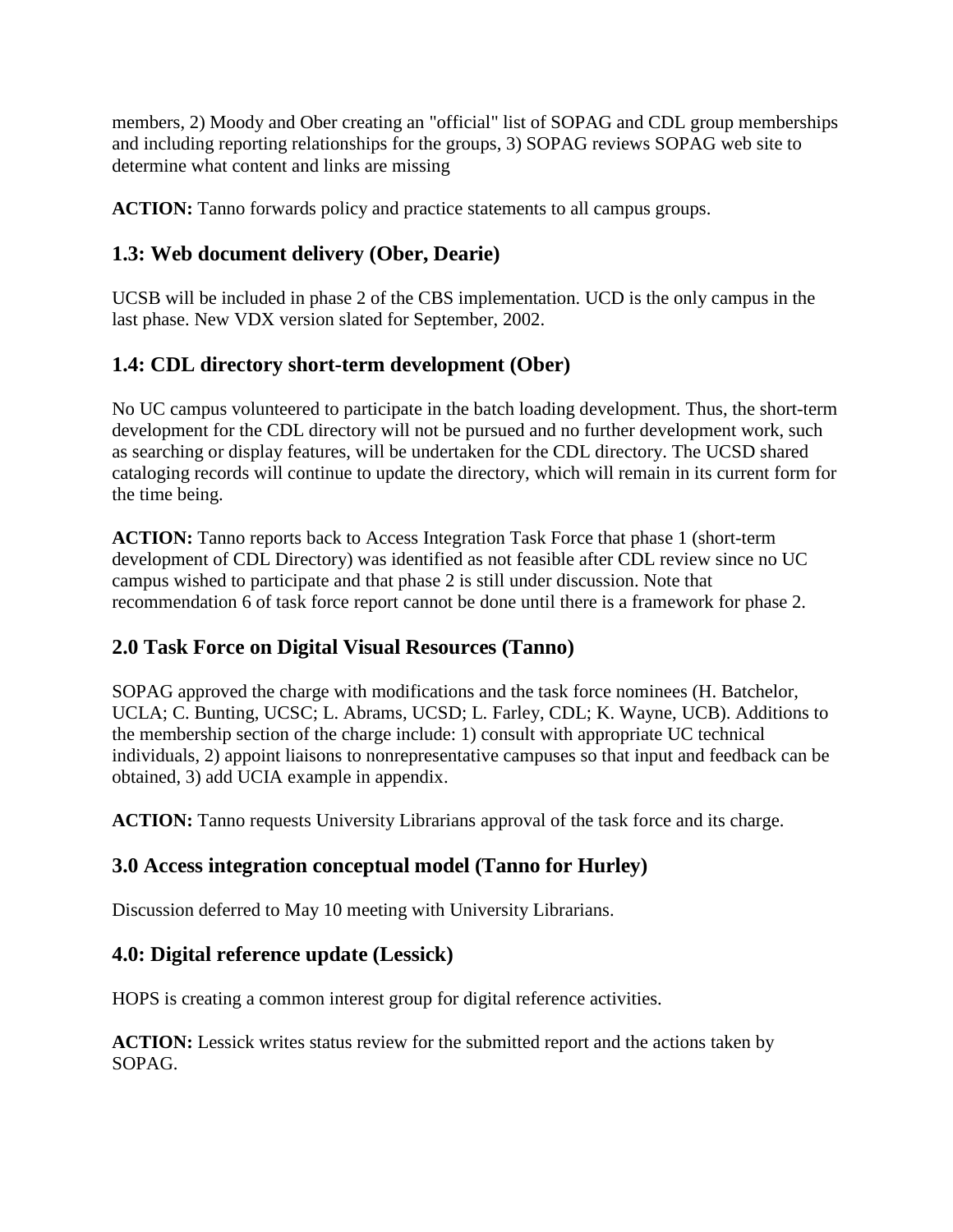members, 2) Moody and Ober creating an "official" list of SOPAG and CDL group memberships and including reporting relationships for the groups, 3) SOPAG reviews SOPAG web site to determine what content and links are missing

**ACTION:** Tanno forwards policy and practice statements to all campus groups.

## 1.3: Web document delivery (Ober, Dearie)

UCSB will be included in phase 2 of the CBS implementation. UCD is the only campus in the last phase. New VDX version slated for September, 2002.

## 1.4: CDL directory short-term development (Ober)

No UC campus volunteered to participate in the batch loading development. Thus, the short-term development for the CDL directory will not be pursued and no further development work, such as searching or display features, will be undertaken for the CDL directory. The UCSD shared cataloging records will continue to update the directory, which will remain in its current form for the time being.

**ACTION:** Tanno reports back to Access Integration Task Force that phase 1 (short-term development of CDL Directory) was identified as not feasible after CDL review since no UC campus wished to participate and that phase 2 is still under discussion. Note that recommendation 6 of task force report cannot be done until there is a framework for phase 2.

## 2.0 Task Force on Digital Visual Resources (Tanno)

SOPAG approved the charge with modifications and the task force nominees (H. Batchelor, UCLA; C. Bunting, UCSC; L. Abrams, UCSD; L. Farley, CDL; K. Wayne, UCB). Additions to the membership section of the charge include: 1) consult with appropriate UC technical individuals, 2) appoint liaisons to nonrepresentative campuses so that input and feedback can be obtained, 3) add UCIA example in appendix.

**ACTION:** Tanno requests University Librarians approval of the task force and its charge.

## 3.0 Access integration conceptual model (Tanno for Hurley)

Discussion deferred to May 10 meeting with University Librarians.

## 4.0: Digital reference update (Lessick)

HOPS is creating a common interest group for digital reference activities.

**ACTION:** Lessick writes status review for the submitted report and the actions taken by SOPAG.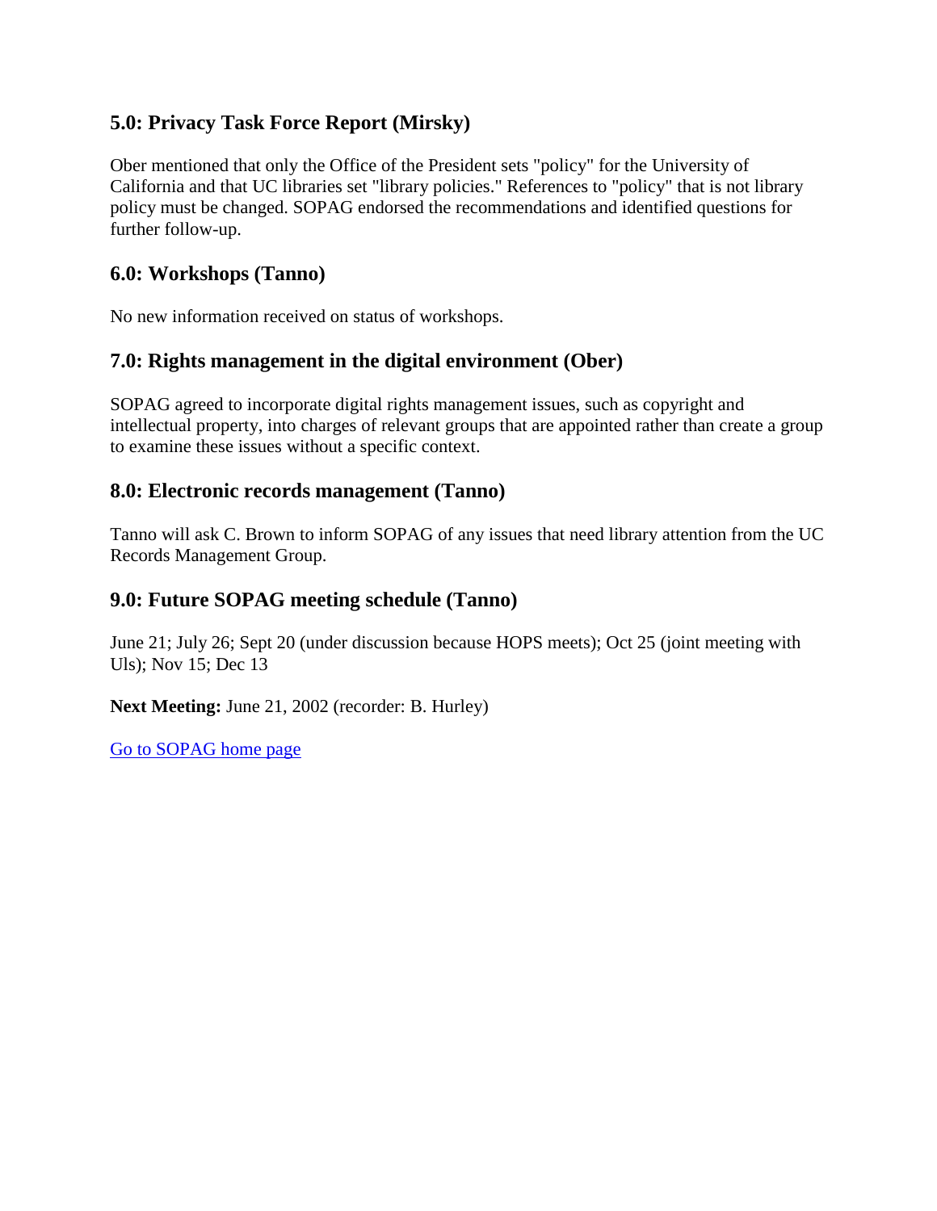### 5.0: Privacy Task Force Report (Mirsky)

Ober mentioned that only the Office of the President sets "policy" for the University of California and that UC libraries set "library policies." References to "policy" that is not library policy must be changed. SOPAG endorsed the recommendations and identified questions for further follow-up.

### 6.0: Workshops (Tanno)

No new information received on status of workshops.

### 7.0: Rights management in the digital environment (Ober)

SOPAG agreed to incorporate digital rights management issues, such as copyright and intellectual property, into charges of relevant groups that are appointed rather than create a group to examine these issues without a specific context.

### 8.0: Electronic records management (Tanno)

Tanno will ask C. Brown to inform SOPAG of any issues that need library attention from the UC Records Management Group.

### 9.0: Future SOPAG meeting schedule (Tanno)

June 21; July 26; Sept 20 (under discussion because HOPS meets); Oct 25 (joint meeting with Uls); Nov 15; Dec 13

**Next Meeting:** June 21, 2002 (recorder: B. Hurley)

Go to SOPAG home page